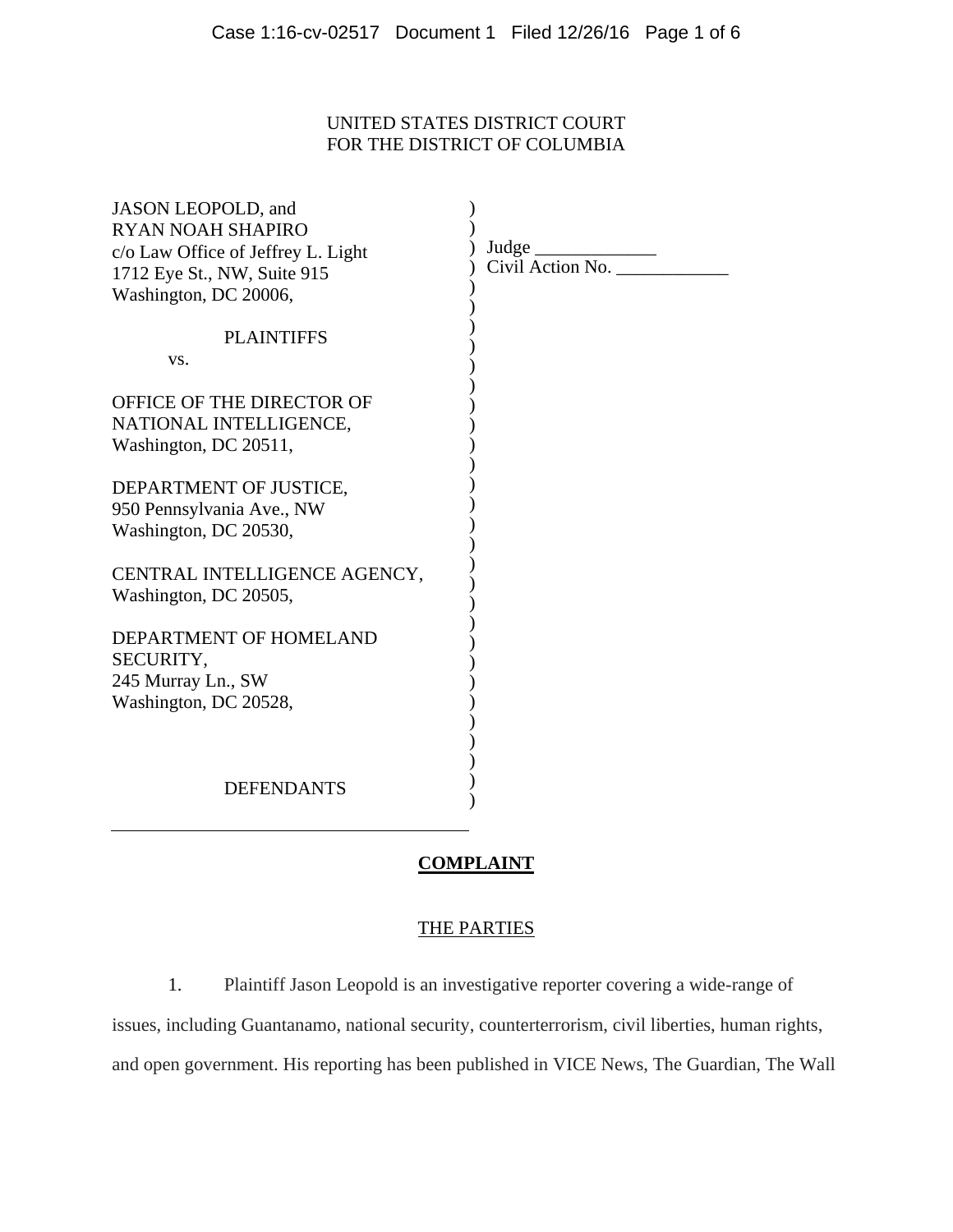UNITED STATES DISTRICT COURT
FOR THE DISTRICT OF COLUMBIA

JASON LEOPOLD, and
RYAN NOAH SHAPIRO
c/o Law Office of Jeffrey L. Light
1712 Eye St., NW, Suite 915
Washington, DC 20006,

PLAINTIFFS

vs.

OFFICE OF THE DIRECTOR OF NATIONAL INTELLIGENCE,
Washington, DC 20511,

DEPARTMENT OF JUSTICE,
950 Pennsylvania Ave., NW
Washington, DC 20530,

CENTRAL INTELLIGENCE AGENCY,
Washington, DC 20505,

DEPARTMENT OF HOMELAND SECURITY,
245 Murray Ln., SW
Washington, DC 20528,

DEFENDANTS

Judge ____________
Civil Action No. ____________

# **COMPLAINT**

## THE PARTIES

1. Plaintiff Jason Leopold is an investigative reporter covering a wide-range of issues, including Guantanamo, national security, counterterrorism, civil liberties, human rights, and open government. His reporting has been published in VICE News, The Guardian, The Wall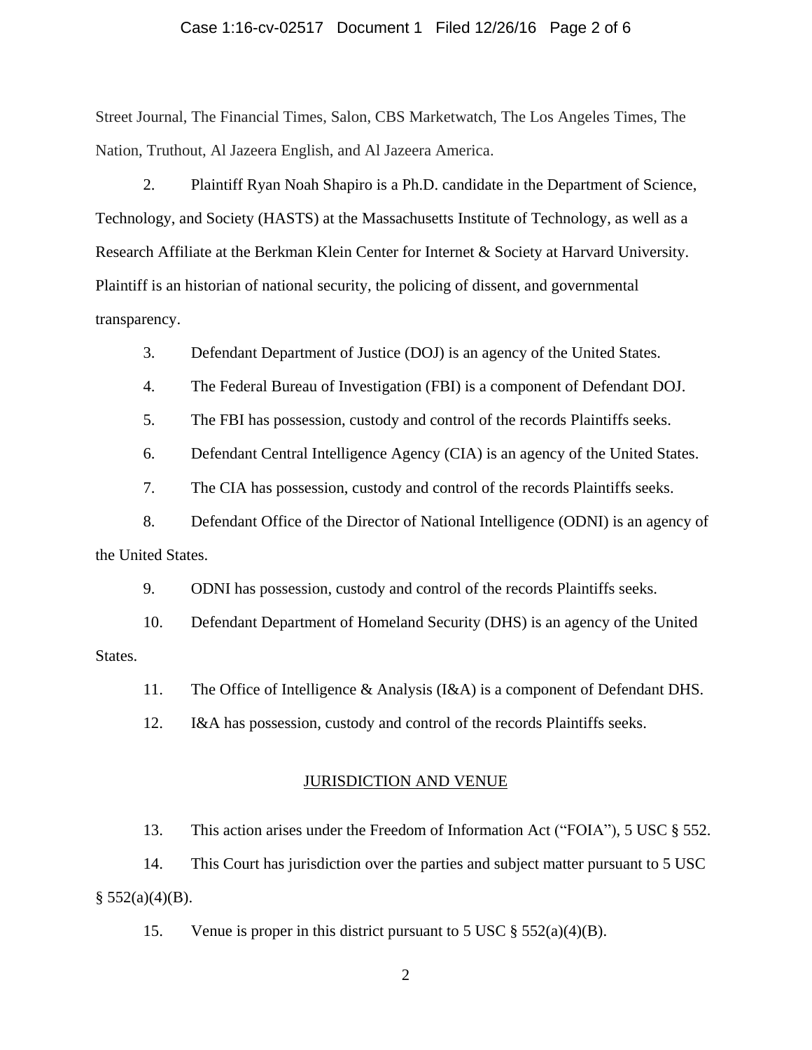Street Journal, The Financial Times, Salon, CBS Marketwatch, The Los Angeles Times, The Nation, Truthout, Al Jazeera English, and Al Jazeera America.

2. Plaintiff Ryan Noah Shapiro is a Ph.D. candidate in the Department of Science, Technology, and Society (HASTS) at the Massachusetts Institute of Technology, as well as a Research Affiliate at the Berkman Klein Center for Internet & Society at Harvard University. Plaintiff is an historian of national security, the policing of dissent, and governmental transparency.

3. Defendant Department of Justice (DOJ) is an agency of the United States.

4. The Federal Bureau of Investigation (FBI) is a component of Defendant DOJ.

5. The FBI has possession, custody and control of the records Plaintiffs seeks.

6. Defendant Central Intelligence Agency (CIA) is an agency of the United States.

7. The CIA has possession, custody and control of the records Plaintiffs seeks.

8. Defendant Office of the Director of National Intelligence (ODNI) is an agency of the United States.

9. ODNI has possession, custody and control of the records Plaintiffs seeks.

10. Defendant Department of Homeland Security (DHS) is an agency of the United States.

11. The Office of Intelligence & Analysis (I&A) is a component of Defendant DHS.

12. I&A has possession, custody and control of the records Plaintiffs seeks.

## JURISDICTION AND VENUE

13. This action arises under the Freedom of Information Act ("FOIA"), 5 USC § 552.

14. This Court has jurisdiction over the parties and subject matter pursuant to 5 USC § 552(a)(4)(B).

15. Venue is proper in this district pursuant to 5 USC § 552(a)(4)(B).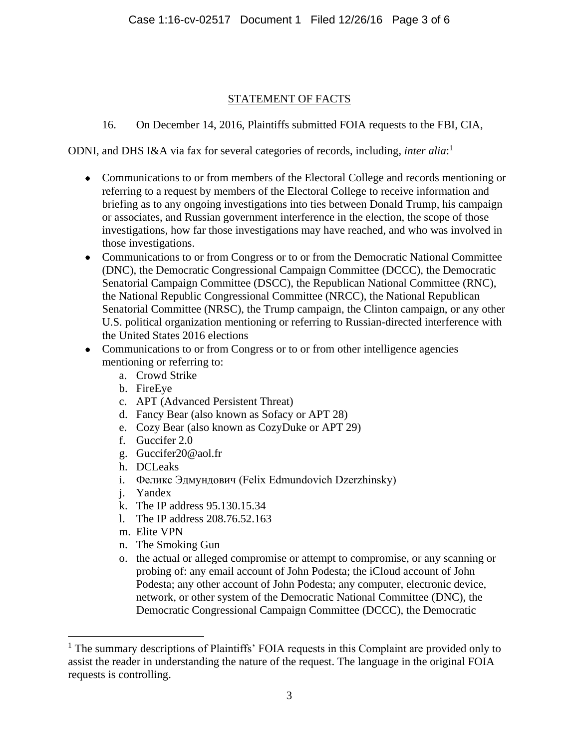## STATEMENT OF FACTS

16. On December 14, 2016, Plaintiffs submitted FOIA requests to the FBI, CIA, ODNI, and DHS I&A via fax for several categories of records, including, *inter alia*:[1]

- Communications to or from members of the Electoral College and records mentioning or referring to a request by members of the Electoral College to receive information and briefing as to any ongoing investigations into ties between Donald Trump, his campaign or associates, and Russian government interference in the election, the scope of those investigations, how far those investigations may have reached, and who was involved in those investigations.
- Communications to or from Congress or to or from the Democratic National Committee (DNC), the Democratic Congressional Campaign Committee (DCCC), the Democratic Senatorial Campaign Committee (DSCC), the Republican National Committee (RNC), the National Republic Congressional Committee (NRCC), the National Republican Senatorial Committee (NRSC), the Trump campaign, the Clinton campaign, or any other U.S. political organization mentioning or referring to Russian-directed interference with the United States 2016 elections
- Communications to or from Congress or to or from other intelligence agencies mentioning or referring to:
    a. Crowd Strike
    b. FireEye
    c. APT (Advanced Persistent Threat)
    d. Fancy Bear (also known as Sofacy or APT 28)
    e. Cozy Bear (also known as CozyDuke or APT 29)
    f. Guccifer 2.0
    g. Guccifer20@aol.fr
    h. DCLeaks
    i. Феликс Эдмундович (Felix Edmundovich Dzerzhinsky)
    j. Yandex
    k. The IP address 95.130.15.34
    l. The IP address 208.76.52.163
    m. Elite VPN
    n. The Smoking Gun
    o. the actual or alleged compromise or attempt to compromise, or any scanning or probing of: any email account of John Podesta; the iCloud account of John Podesta; any other account of John Podesta; any computer, electronic device, network, or other system of the Democratic National Committee (DNC), the Democratic Congressional Campaign Committee (DCCC), the Democratic

[1] The summary descriptions of Plaintiffs' FOIA requests in this Complaint are provided only to assist the reader in understanding the nature of the request. The language in the original FOIA requests is controlling.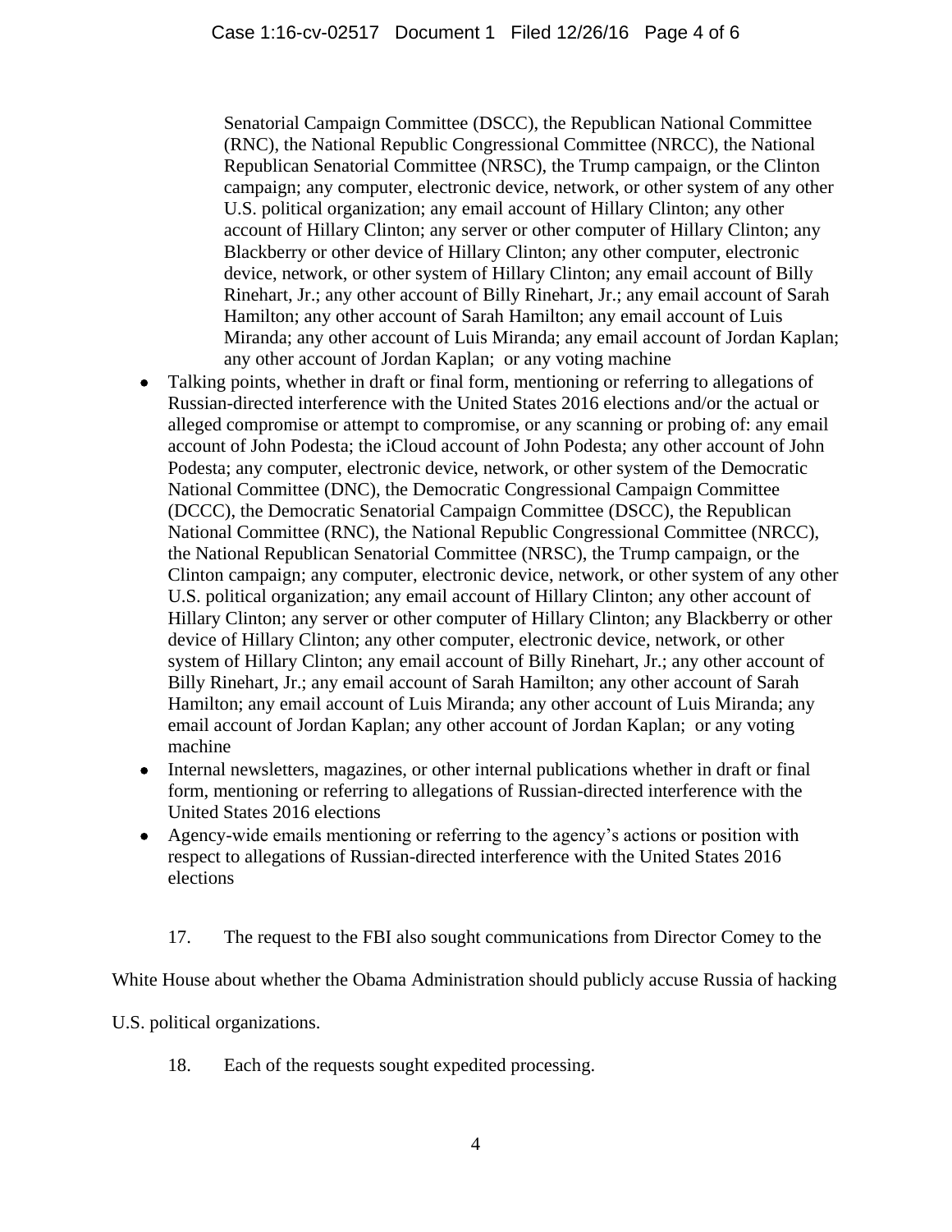Senatorial Campaign Committee (DSCC), the Republican National Committee (RNC), the National Republic Congressional Committee (NRCC), the National Republican Senatorial Committee (NRSC), the Trump campaign, or the Clinton campaign; any computer, electronic device, network, or other system of any other U.S. political organization; any email account of Hillary Clinton; any other account of Hillary Clinton; any server or other computer of Hillary Clinton; any Blackberry or other device of Hillary Clinton; any other computer, electronic device, network, or other system of Hillary Clinton; any email account of Billy Rinehart, Jr.; any other account of Billy Rinehart, Jr.; any email account of Sarah Hamilton; any other account of Sarah Hamilton; any email account of Luis Miranda; any other account of Luis Miranda; any email account of Jordan Kaplan; any other account of Jordan Kaplan; or any voting machine

- Talking points, whether in draft or final form, mentioning or referring to allegations of Russian-directed interference with the United States 2016 elections and/or the actual or alleged compromise or attempt to compromise, or any scanning or probing of: any email account of John Podesta; the iCloud account of John Podesta; any other account of John Podesta; any computer, electronic device, network, or other system of the Democratic National Committee (DNC), the Democratic Congressional Campaign Committee (DCCC), the Democratic Senatorial Campaign Committee (DSCC), the Republican National Committee (RNC), the National Republic Congressional Committee (NRCC), the National Republican Senatorial Committee (NRSC), the Trump campaign, or the Clinton campaign; any computer, electronic device, network, or other system of any other U.S. political organization; any email account of Hillary Clinton; any other account of Hillary Clinton; any server or other computer of Hillary Clinton; any Blackberry or other device of Hillary Clinton; any other computer, electronic device, network, or other system of Hillary Clinton; any email account of Billy Rinehart, Jr.; any other account of Billy Rinehart, Jr.; any email account of Sarah Hamilton; any other account of Sarah Hamilton; any email account of Luis Miranda; any other account of Luis Miranda; any email account of Jordan Kaplan; any other account of Jordan Kaplan; or any voting machine
- Internal newsletters, magazines, or other internal publications whether in draft or final form, mentioning or referring to allegations of Russian-directed interference with the United States 2016 elections
- Agency-wide emails mentioning or referring to the agency's actions or position with respect to allegations of Russian-directed interference with the United States 2016 elections

17. The request to the FBI also sought communications from Director Comey to the White House about whether the Obama Administration should publicly accuse Russia of hacking U.S. political organizations.

18. Each of the requests sought expedited processing.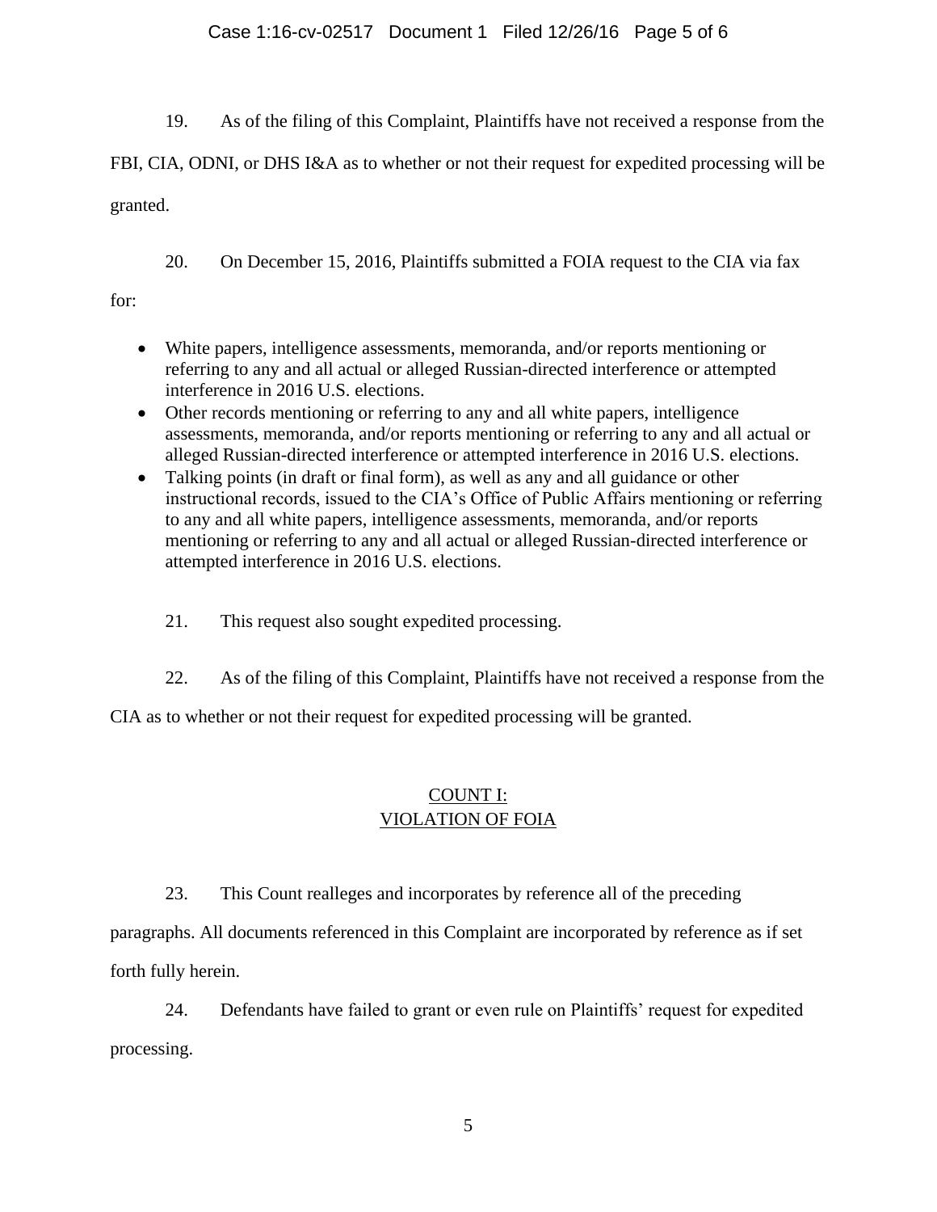19. As of the filing of this Complaint, Plaintiffs have not received a response from the FBI, CIA, ODNI, or DHS I&A as to whether or not their request for expedited processing will be granted.

20. On December 15, 2016, Plaintiffs submitted a FOIA request to the CIA via fax for:

- White papers, intelligence assessments, memoranda, and/or reports mentioning or referring to any and all actual or alleged Russian-directed interference or attempted interference in 2016 U.S. elections.
- Other records mentioning or referring to any and all white papers, intelligence assessments, memoranda, and/or reports mentioning or referring to any and all actual or alleged Russian-directed interference or attempted interference in 2016 U.S. elections.
- Talking points (in draft or final form), as well as any and all guidance or other instructional records, issued to the CIA's Office of Public Affairs mentioning or referring to any and all white papers, intelligence assessments, memoranda, and/or reports mentioning or referring to any and all actual or alleged Russian-directed interference or attempted interference in 2016 U.S. elections.

21. This request also sought expedited processing.

22. As of the filing of this Complaint, Plaintiffs have not received a response from the CIA as to whether or not their request for expedited processing will be granted.

## COUNT I:
## VIOLATION OF FOIA

23. This Count realleges and incorporates by reference all of the preceding paragraphs. All documents referenced in this Complaint are incorporated by reference as if set forth fully herein.

24. Defendants have failed to grant or even rule on Plaintiffs' request for expedited processing.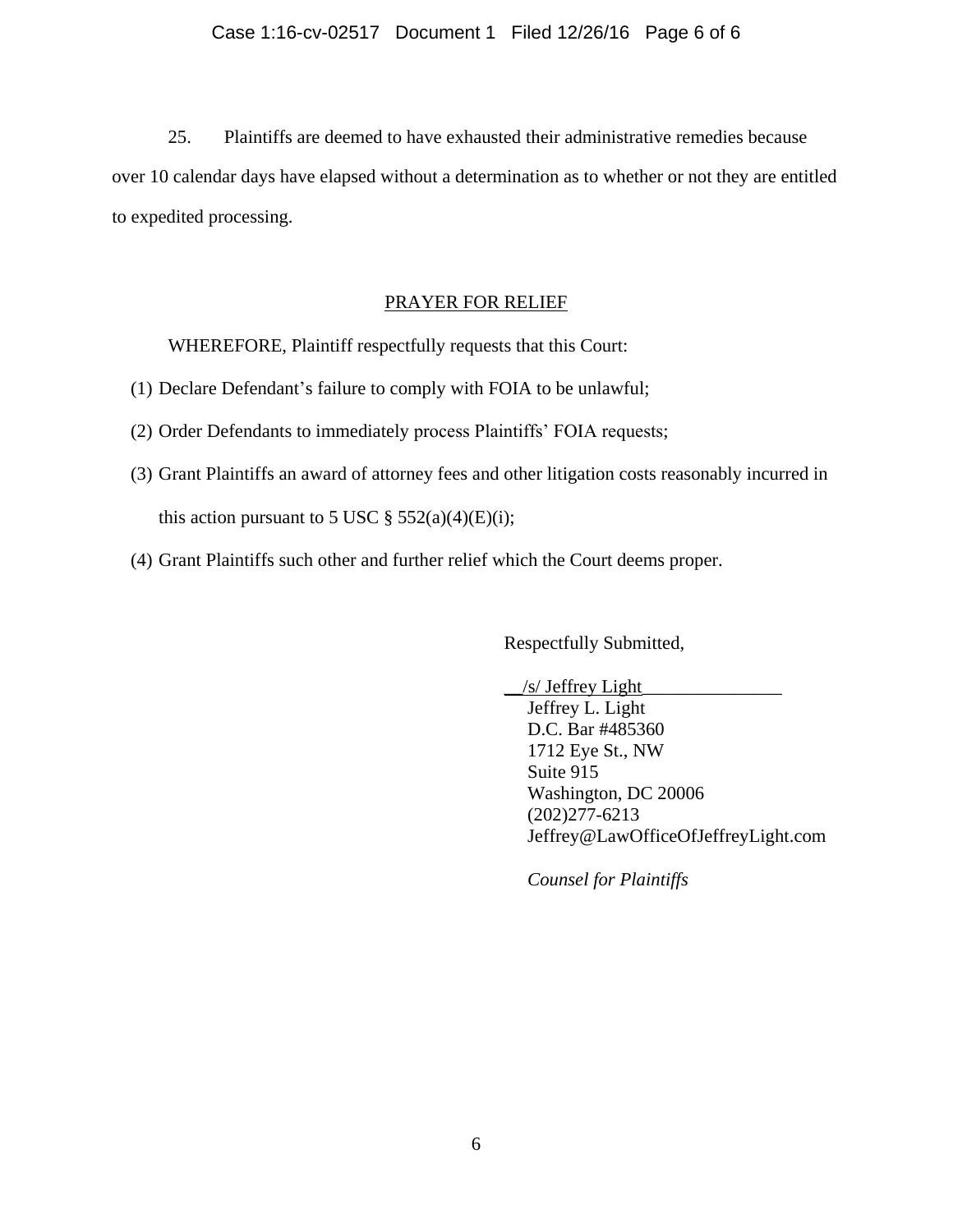25. Plaintiffs are deemed to have exhausted their administrative remedies because over 10 calendar days have elapsed without a determination as to whether or not they are entitled to expedited processing.

## PRAYER FOR RELIEF

WHEREFORE, Plaintiff respectfully requests that this Court:

(1) Declare Defendant's failure to comply with FOIA to be unlawful;

(2) Order Defendants to immediately process Plaintiffs' FOIA requests;

(3) Grant Plaintiffs an award of attorney fees and other litigation costs reasonably incurred in this action pursuant to 5 USC § 552(a)(4)(E)(i);

(4) Grant Plaintiffs such other and further relief which the Court deems proper.

Respectfully Submitted,

/s/ Jeffrey Light
Jeffrey L. Light
D.C. Bar #485360
1712 Eye St., NW
Suite 915
Washington, DC 20006
(202)277-6213
Jeffrey@LawOfficeOfJeffreyLight.com

*Counsel for Plaintiffs*